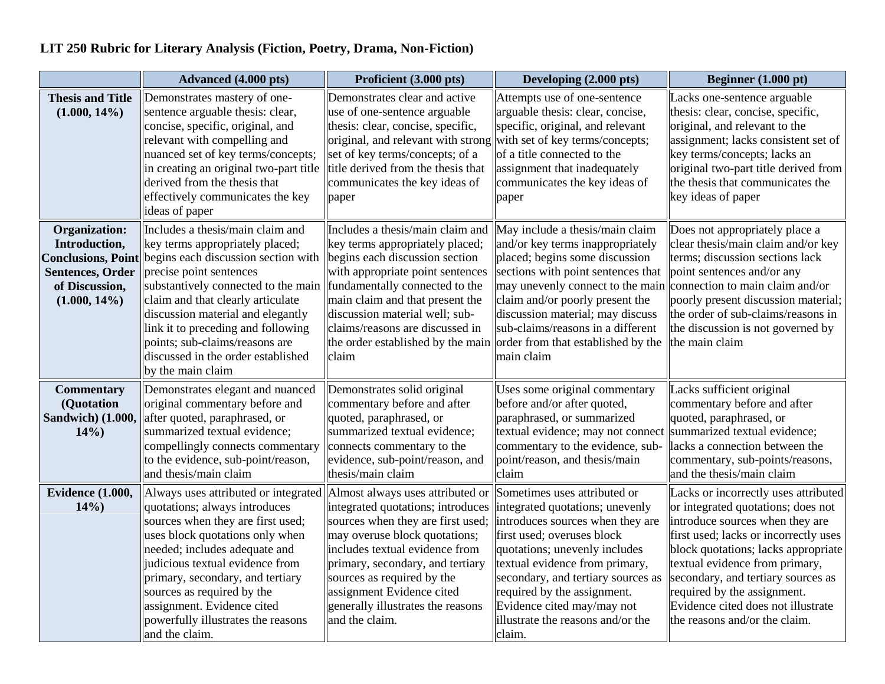**LIT 250 Rubric for Literary Analysis (Fiction, Poetry, Drama, Non-Fiction)**

| | Advanced (4.000 pts) | Proficient (3.000 pts) | Developing (2.000 pts) | Beginner (1.000 pt) |
|---|---|---|---|---|
| **Thesis and Title (1.000, 14%)** | Demonstrates mastery of one-sentence arguable thesis: clear, concise, specific, original, and relevant with compelling and nuanced set of key terms/concepts; in creating an original two-part title derived from the thesis that effectively communicates the key ideas of paper | Demonstrates clear and active use of one-sentence arguable thesis: clear, concise, specific, original, and relevant with strong set of key terms/concepts; of a title derived from the thesis that communicates the key ideas of paper | Attempts use of one-sentence arguable thesis: clear, concise, specific, original, and relevant with set of key terms/concepts; of a title connected to the assignment that inadequately communicates the key ideas of paper | Lacks one-sentence arguable thesis: clear, concise, specific, original, and relevant to the assignment; lacks consistent set of key terms/concepts; lacks an original two-part title derived from the thesis that communicates the key ideas of paper |
| **Organization: Introduction, Conclusions, Point Sentences, Order of Discussion, (1.000, 14%)** | Includes a thesis/main claim and key terms appropriately placed; begins each discussion section with precise point sentences substantively connected to the main claim and that clearly articulate discussion material and elegantly link it to preceding and following points; sub-claims/reasons are discussed in the order established by the main claim | Includes a thesis/main claim and key terms appropriately placed; begins each discussion section with appropriate point sentences fundamentally connected to the main claim and that present the discussion material well; sub-claims/reasons are discussed in the order established by the main claim | May include a thesis/main claim and/or key terms inappropriately placed; begins some discussion sections with point sentences that may unevenly connect to the main claim and/or poorly present the discussion material; may discuss sub-claims/reasons in a different order from that established by the main claim | Does not appropriately place a clear thesis/main claim and/or key terms; discussion sections lack point sentences and/or any connection to main claim and/or poorly present discussion material; the order of sub-claims/reasons in the discussion is not governed by the main claim |
| **Commentary (Quotation Sandwich) (1.000, 14%)** | Demonstrates elegant and nuanced original commentary before and after quoted, paraphrased, or summarized textual evidence; compellingly connects commentary to the evidence, sub-point/reason, and thesis/main claim | Demonstrates solid original commentary before and after quoted, paraphrased, or summarized textual evidence; connects commentary to the evidence, sub-point/reason, and thesis/main claim | Uses some original commentary before and/or after quoted, paraphrased, or summarized textual evidence; may not connect commentary to the evidence, sub-point/reason, and thesis/main claim | Lacks sufficient original commentary before and after quoted, paraphrased, or summarized textual evidence; lacks a connection between the commentary, sub-points/reasons, and the thesis/main claim |
| **Evidence (1.000, 14%)** | Always uses attributed or integrated quotations; always introduces sources when they are first used; uses block quotations only when needed; includes adequate and judicious textual evidence from primary, secondary, and tertiary sources as required by the assignment. Evidence cited powerfully illustrates the reasons and the claim. | Almost always uses attributed or integrated quotations; introduces sources when they are first used; may overuse block quotations; includes textual evidence from primary, secondary, and tertiary sources as required by the assignment Evidence cited generally illustrates the reasons and the claim. | Sometimes uses attributed or integrated quotations; unevenly introduces sources when they are first used; overuses block quotations; unevenly includes textual evidence from primary, secondary, and tertiary sources as required by the assignment. Evidence cited may/may not illustrate the reasons and/or the claim. | Lacks or incorrectly uses attributed or integrated quotations; does not introduce sources when they are first used; lacks or incorrectly uses block quotations; lacks appropriate textual evidence from primary, secondary, and tertiary sources as required by the assignment. Evidence cited does not illustrate the reasons and/or the claim. |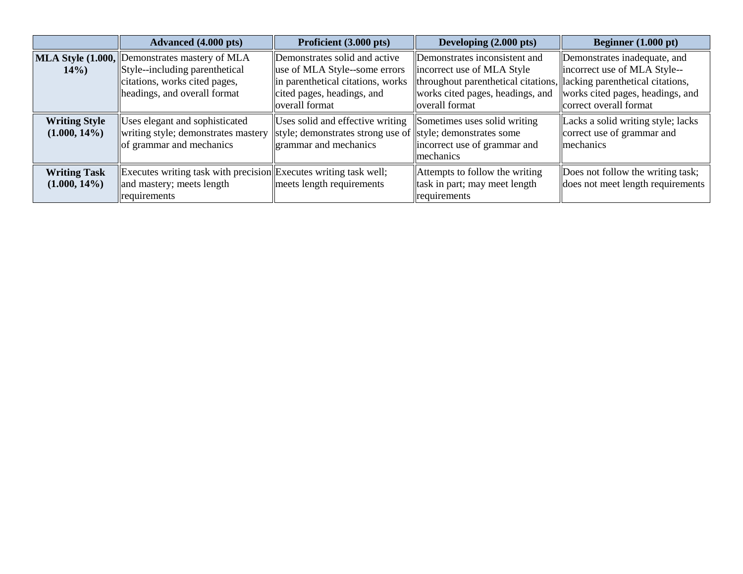| | Advanced (4.000 pts) | Proficient (3.000 pts) | Developing (2.000 pts) | Beginner (1.000 pt) |
|---|---|---|---|---|
| **MLA Style (1.000, 14%)** | Demonstrates mastery of MLA Style--including parenthetical citations, works cited pages, headings, and overall format | Demonstrates solid and active use of MLA Style--some errors in parenthetical citations, works cited pages, headings, and overall format | Demonstrates inconsistent and incorrect use of MLA Style throughout parenthetical citations, works cited pages, headings, and overall format | Demonstrates inadequate, and incorrect use of MLA Style--lacking parenthetical citations, works cited pages, headings, and correct overall format |
| **Writing Style (1.000, 14%)** | Uses elegant and sophisticated writing style; demonstrates mastery of grammar and mechanics | Uses solid and effective writing style; demonstrates strong use of grammar and mechanics | Sometimes uses solid writing style; demonstrates some incorrect use of grammar and mechanics | Lacks a solid writing style; lacks correct use of grammar and mechanics |
| **Writing Task (1.000, 14%)** | Executes writing task with precision and mastery; meets length requirements | Executes writing task well; meets length requirements | Attempts to follow the writing task in part; may meet length requirements | Does not follow the writing task; does not meet length requirements |